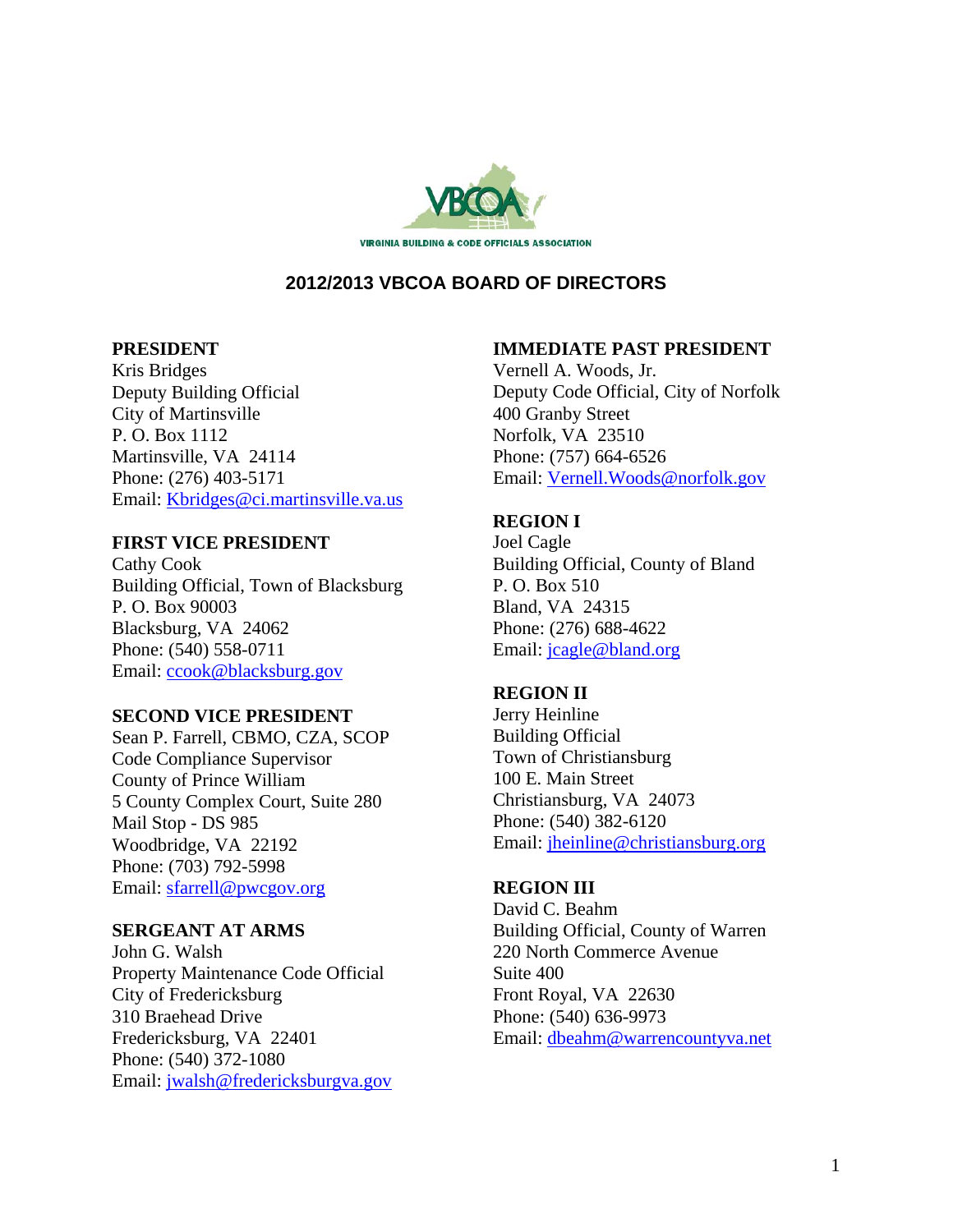VIRGINIA BUILDING & CODE OFFICIALS ASSOCIATION

## 2012/2013 VBCOA BOARD OF DIRECTORS

**PRESIDENT**
Kris Bridges
Deputy Building Official
City of Martinsville
P. O. Box 1112
Martinsville, VA 24114
Phone: (276) 403-5171
Email: Kbridges@ci.martinsville.va.us

**FIRST VICE PRESIDENT**
Cathy Cook
Building Official, Town of Blacksburg
P. O. Box 90003
Blacksburg, VA 24062
Phone: (540) 558-0711
Email: ccook@blacksburg.gov

**SECOND VICE PRESIDENT**
Sean P. Farrell, CBMO, CZA, SCOP
Code Compliance Supervisor
County of Prince William
5 County Complex Court, Suite 280
Mail Stop - DS 985
Woodbridge, VA 22192
Phone: (703) 792-5998
Email: sfarrell@pwcgov.org

**SERGEANT AT ARMS**
John G. Walsh
Property Maintenance Code Official
City of Fredericksburg
310 Braehead Drive
Fredericksburg, VA 22401
Phone: (540) 372-1080
Email: jwalsh@fredericksburgva.gov

**IMMEDIATE PAST PRESIDENT**
Vernell A. Woods, Jr.
Deputy Code Official, City of Norfolk
400 Granby Street
Norfolk, VA 23510
Phone: (757) 664-6526
Email: Vernell.Woods@norfolk.gov

**REGION I**
Joel Cagle
Building Official, County of Bland
P. O. Box 510
Bland, VA 24315
Phone: (276) 688-4622
Email: jcagle@bland.org

**REGION II**
Jerry Heinline
Building Official
Town of Christiansburg
100 E. Main Street
Christiansburg, VA 24073
Phone: (540) 382-6120
Email: jheinline@christiansburg.org

**REGION III**
David C. Beahm
Building Official, County of Warren
220 North Commerce Avenue
Suite 400
Front Royal, VA 22630
Phone: (540) 636-9973
Email: dbeahm@warrencountyva.net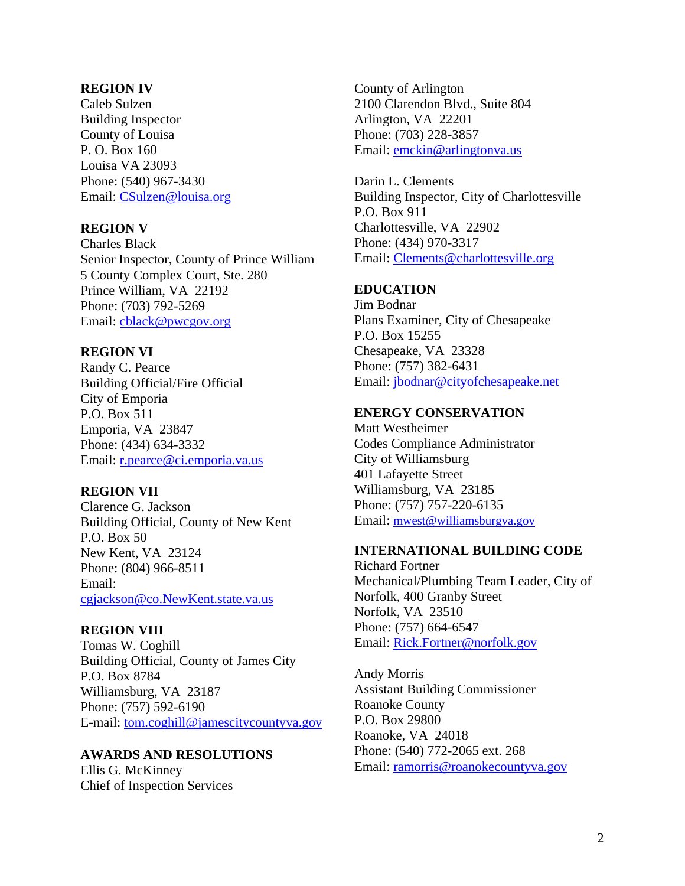**REGION IV**
Caleb Sulzen
Building Inspector
County of Louisa
P. O. Box 160
Louisa VA 23093
Phone: (540) 967-3430
Email: CSulzen@louisa.org

**REGION V**
Charles Black
Senior Inspector, County of Prince William
5 County Complex Court, Ste. 280
Prince William, VA 22192
Phone: (703) 792-5269
Email: cblack@pwcgov.org

**REGION VI**
Randy C. Pearce
Building Official/Fire Official
City of Emporia
P.O. Box 511
Emporia, VA 23847
Phone: (434) 634-3332
Email: r.pearce@ci.emporia.va.us

**REGION VII**
Clarence G. Jackson
Building Official, County of New Kent
P.O. Box 50
New Kent, VA 23124
Phone: (804) 966-8511
Email:
cgjackson@co.NewKent.state.va.us

**REGION VIII**
Tomas W. Coghill
Building Official, County of James City
P.O. Box 8784
Williamsburg, VA 23187
Phone: (757) 592-6190
E-mail: tom.coghill@jamescitycountyva.gov

**AWARDS AND RESOLUTIONS**
Ellis G. McKinney
Chief of Inspection Services
County of Arlington
2100 Clarendon Blvd., Suite 804
Arlington, VA 22201
Phone: (703) 228-3857
Email: emckin@arlingtonva.us

Darin L. Clements
Building Inspector, City of Charlottesville
P.O. Box 911
Charlottesville, VA 22902
Phone: (434) 970-3317
Email: Clements@charlottesville.org

**EDUCATION**
Jim Bodnar
Plans Examiner, City of Chesapeake
P.O. Box 15255
Chesapeake, VA 23328
Phone: (757) 382-6431
Email: jbodnar@cityofchesapeake.net

**ENERGY CONSERVATION**
Matt Westheimer
Codes Compliance Administrator
City of Williamsburg
401 Lafayette Street
Williamsburg, VA 23185
Phone: (757) 757-220-6135
Email: mwest@williamsburgva.gov

**INTERNATIONAL BUILDING CODE**
Richard Fortner
Mechanical/Plumbing Team Leader, City of Norfolk, 400 Granby Street
Norfolk, VA 23510
Phone: (757) 664-6547
Email: Rick.Fortner@norfolk.gov

Andy Morris
Assistant Building Commissioner
Roanoke County
P.O. Box 29800
Roanoke, VA 24018
Phone: (540) 772-2065 ext. 268
Email: ramorris@roanokecountyva.gov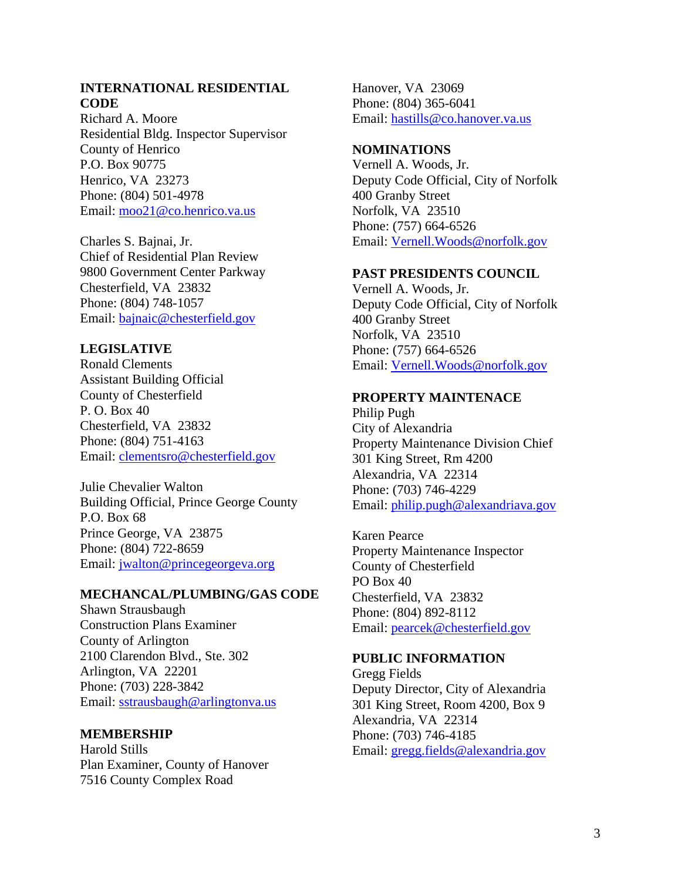**INTERNATIONAL RESIDENTIAL CODE**
Richard A. Moore
Residential Bldg. Inspector Supervisor
County of Henrico
P.O. Box 90775
Henrico, VA 23273
Phone: (804) 501-4978
Email: moo21@co.henrico.va.us

Charles S. Bajnai, Jr.
Chief of Residential Plan Review
9800 Government Center Parkway
Chesterfield, VA 23832
Phone: (804) 748-1057
Email: bajnaic@chesterfield.gov

**LEGISLATIVE**
Ronald Clements
Assistant Building Official
County of Chesterfield
P. O. Box 40
Chesterfield, VA 23832
Phone: (804) 751-4163
Email: clementsro@chesterfield.gov

Julie Chevalier Walton
Building Official, Prince George County
P.O. Box 68
Prince George, VA 23875
Phone: (804) 722-8659
Email: jwalton@princegeorgeva.org

**MECHANCAL/PLUMBING/GAS CODE**
Shawn Strausbaugh
Construction Plans Examiner
County of Arlington
2100 Clarendon Blvd., Ste. 302
Arlington, VA 22201
Phone: (703) 228-3842
Email: sstrausbaugh@arlingtonva.us

**MEMBERSHIP**
Harold Stills
Plan Examiner, County of Hanover
7516 County Complex Road
Hanover, VA 23069
Phone: (804) 365-6041
Email: hastills@co.hanover.va.us

**NOMINATIONS**
Vernell A. Woods, Jr.
Deputy Code Official, City of Norfolk
400 Granby Street
Norfolk, VA 23510
Phone: (757) 664-6526
Email: Vernell.Woods@norfolk.gov

**PAST PRESIDENTS COUNCIL**
Vernell A. Woods, Jr.
Deputy Code Official, City of Norfolk
400 Granby Street
Norfolk, VA 23510
Phone: (757) 664-6526
Email: Vernell.Woods@norfolk.gov

**PROPERTY MAINTENACE**
Philip Pugh
City of Alexandria
Property Maintenance Division Chief
301 King Street, Rm 4200
Alexandria, VA 22314
Phone: (703) 746-4229
Email: philip.pugh@alexandriava.gov

Karen Pearce
Property Maintenance Inspector
County of Chesterfield
PO Box 40
Chesterfield, VA 23832
Phone: (804) 892-8112
Email: pearcek@chesterfield.gov

**PUBLIC INFORMATION**
Gregg Fields
Deputy Director, City of Alexandria
301 King Street, Room 4200, Box 9
Alexandria, VA 22314
Phone: (703) 746-4185
Email: gregg.fields@alexandria.gov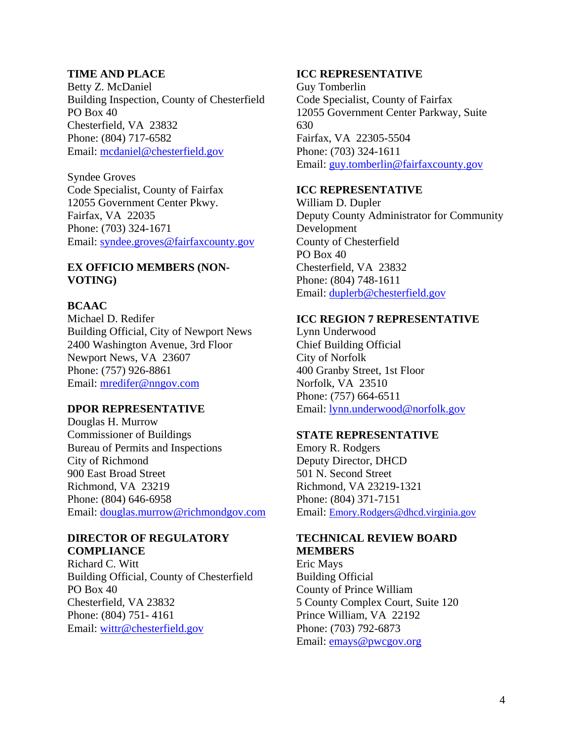**TIME AND PLACE**

Betty Z. McDaniel
Building Inspection, County of Chesterfield
PO Box 40
Chesterfield, VA 23832
Phone: (804) 717-6582
Email: mcdaniel@chesterfield.gov

Syndee Groves
Code Specialist, County of Fairfax
12055 Government Center Pkwy.
Fairfax, VA 22035
Phone: (703) 324-1671
Email: syndee.groves@fairfaxcounty.gov

**EX OFFICIO MEMBERS (NON-VOTING)**

**BCAAC**

Michael D. Redifer
Building Official, City of Newport News
2400 Washington Avenue, 3rd Floor
Newport News, VA 23607
Phone: (757) 926-8861
Email: mredifer@nngov.com

**DPOR REPRESENTATIVE**

Douglas H. Murrow
Commissioner of Buildings
Bureau of Permits and Inspections
City of Richmond
900 East Broad Street
Richmond, VA 23219
Phone: (804) 646-6958
Email: douglas.murrow@richmondgov.com

**DIRECTOR OF REGULATORY COMPLIANCE**

Richard C. Witt
Building Official, County of Chesterfield
PO Box 40
Chesterfield, VA 23832
Phone: (804) 751- 4161
Email: wittr@chesterfield.gov

**ICC REPRESENTATIVE**

Guy Tomberlin
Code Specialist, County of Fairfax
12055 Government Center Parkway, Suite 630
Fairfax, VA 22305-5504
Phone: (703) 324-1611
Email: guy.tomberlin@fairfaxcounty.gov

**ICC REPRESENTATIVE**

William D. Dupler
Deputy County Administrator for Community Development
County of Chesterfield
PO Box 40
Chesterfield, VA 23832
Phone: (804) 748-1611
Email: duplerb@chesterfield.gov

**ICC REGION 7 REPRESENTATIVE**

Lynn Underwood
Chief Building Official
City of Norfolk
400 Granby Street, 1st Floor
Norfolk, VA 23510
Phone: (757) 664-6511
Email: lynn.underwood@norfolk.gov

**STATE REPRESENTATIVE**

Emory R. Rodgers
Deputy Director, DHCD
501 N. Second Street
Richmond, VA 23219-1321
Phone: (804) 371-7151
Email: Emory.Rodgers@dhcd.virginia.gov

**TECHNICAL REVIEW BOARD MEMBERS**

Eric Mays
Building Official
County of Prince William
5 County Complex Court, Suite 120
Prince William, VA 22192
Phone: (703) 792-6873
Email: emays@pwcgov.org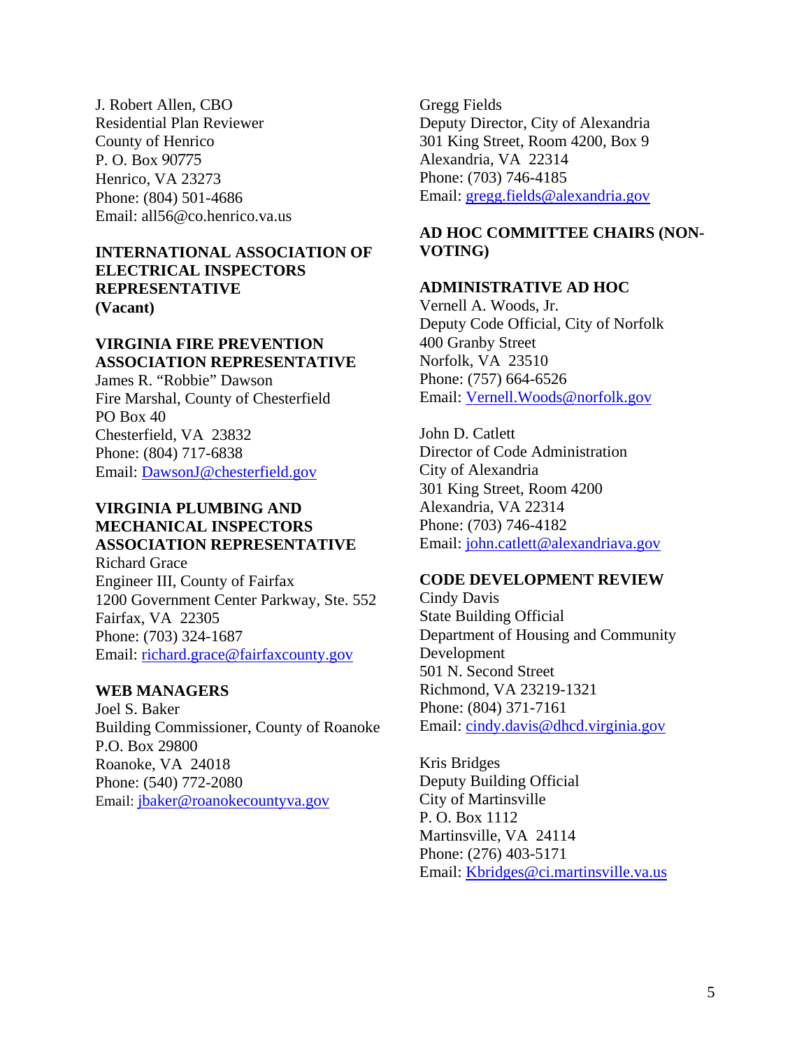J. Robert Allen, CBO
Residential Plan Reviewer
County of Henrico
P. O. Box 90775
Henrico, VA 23273
Phone: (804) 501-4686
Email: all56@co.henrico.va.us

**INTERNATIONAL ASSOCIATION OF ELECTRICAL INSPECTORS REPRESENTATIVE**
**(Vacant)**

**VIRGINIA FIRE PREVENTION ASSOCIATION REPRESENTATIVE**
James R. "Robbie" Dawson
Fire Marshal, County of Chesterfield
PO Box 40
Chesterfield, VA 23832
Phone: (804) 717-6838
Email: DawsonJ@chesterfield.gov

**VIRGINIA PLUMBING AND MECHANICAL INSPECTORS ASSOCIATION REPRESENTATIVE**
Richard Grace
Engineer III, County of Fairfax
1200 Government Center Parkway, Ste. 552
Fairfax, VA 22305
Phone: (703) 324-1687
Email: richard.grace@fairfaxcounty.gov

**WEB MANAGERS**
Joel S. Baker
Building Commissioner, County of Roanoke
P.O. Box 29800
Roanoke, VA 24018
Phone: (540) 772-2080
Email: jbaker@roanokecountyva.gov

Gregg Fields
Deputy Director, City of Alexandria
301 King Street, Room 4200, Box 9
Alexandria, VA 22314
Phone: (703) 746-4185
Email: gregg.fields@alexandria.gov

**AD HOC COMMITTEE CHAIRS (NON-VOTING)**

**ADMINISTRATIVE AD HOC**
Vernell A. Woods, Jr.
Deputy Code Official, City of Norfolk
400 Granby Street
Norfolk, VA 23510
Phone: (757) 664-6526
Email: Vernell.Woods@norfolk.gov

John D. Catlett
Director of Code Administration
City of Alexandria
301 King Street, Room 4200
Alexandria, VA 22314
Phone: (703) 746-4182
Email: john.catlett@alexandriava.gov

**CODE DEVELOPMENT REVIEW**
Cindy Davis
State Building Official
Department of Housing and Community Development
501 N. Second Street
Richmond, VA 23219-1321
Phone: (804) 371-7161
Email: cindy.davis@dhcd.virginia.gov

Kris Bridges
Deputy Building Official
City of Martinsville
P. O. Box 1112
Martinsville, VA 24114
Phone: (276) 403-5171
Email: Kbridges@ci.martinsville.va.us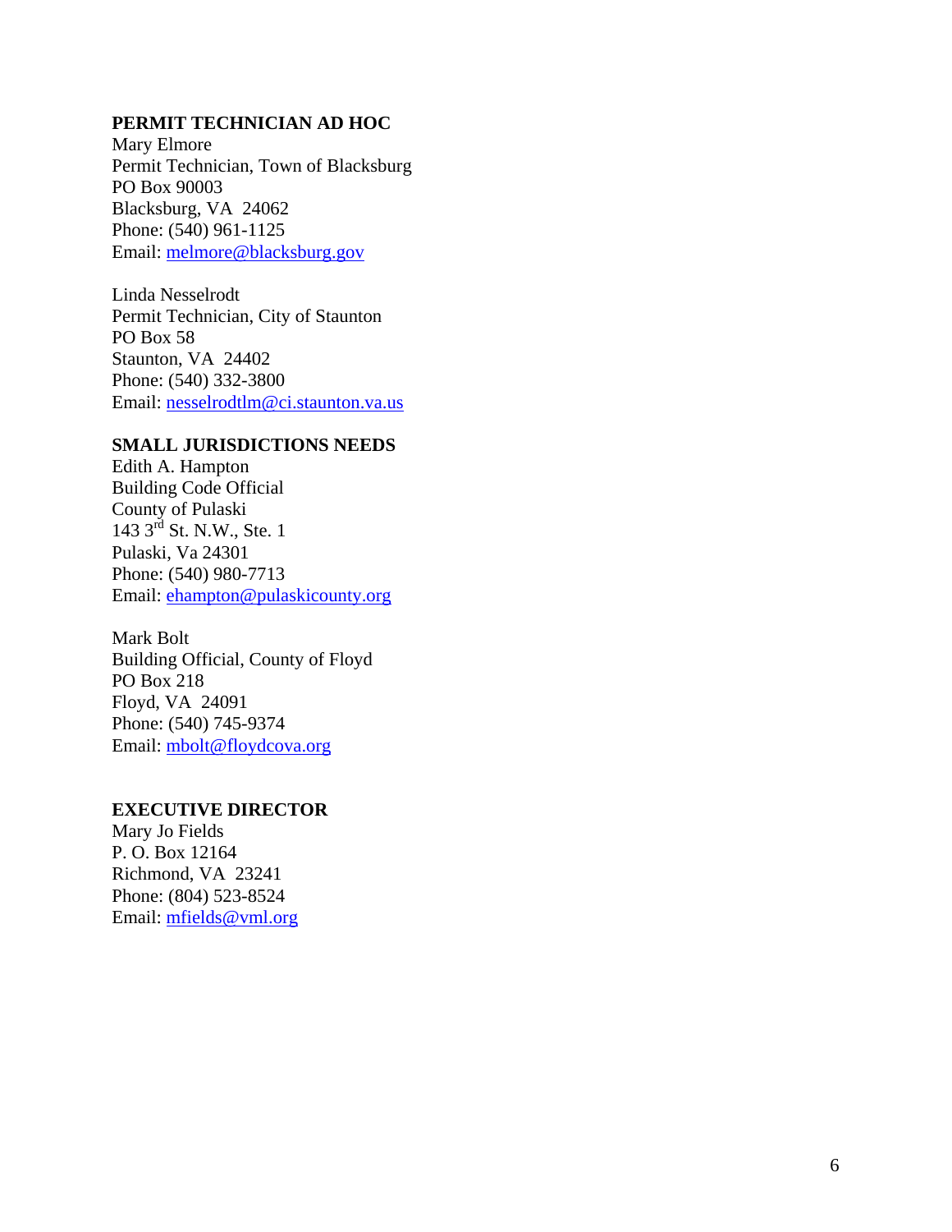**PERMIT TECHNICIAN AD HOC**

Mary Elmore
Permit Technician, Town of Blacksburg
PO Box 90003
Blacksburg, VA 24062
Phone: (540) 961-1125
Email: melmore@blacksburg.gov

Linda Nesselrodt
Permit Technician, City of Staunton
PO Box 58
Staunton, VA 24402
Phone: (540) 332-3800
Email: nesselrodtlm@ci.staunton.va.us

**SMALL JURISDICTIONS NEEDS**

Edith A. Hampton
Building Code Official
County of Pulaski
143 3rd St. N.W., Ste. 1
Pulaski, Va 24301
Phone: (540) 980-7713
Email: ehampton@pulaskicounty.org

Mark Bolt
Building Official, County of Floyd
PO Box 218
Floyd, VA 24091
Phone: (540) 745-9374
Email: mbolt@floydcova.org

**EXECUTIVE DIRECTOR**

Mary Jo Fields
P. O. Box 12164
Richmond, VA 23241
Phone: (804) 523-8524
Email: mfields@vml.org